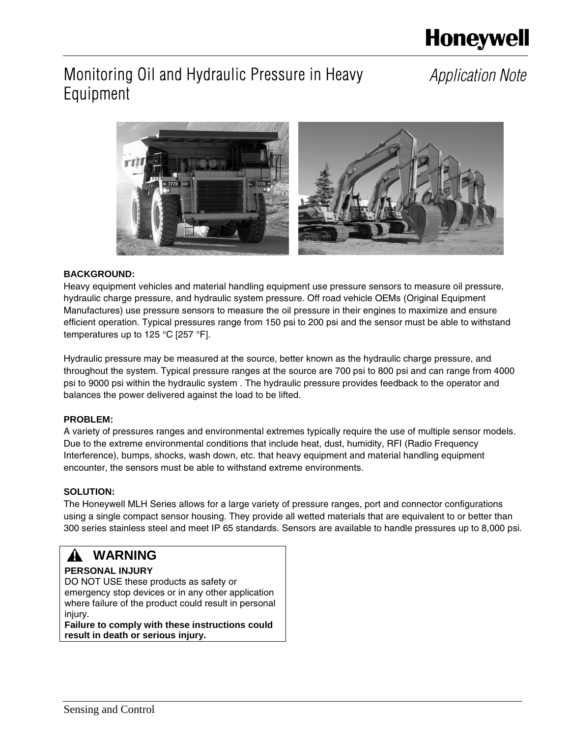Honeywell

# Monitoring Oil and Hydraulic Pressure in Heavy Equipment

*Application Note*

**BACKGROUND:**

Heavy equipment vehicles and material handling equipment use pressure sensors to measure oil pressure, hydraulic charge pressure, and hydraulic system pressure. Off road vehicle OEMs (Original Equipment Manufactures) use pressure sensors to measure the oil pressure in their engines to maximize and ensure efficient operation. Typical pressures range from 150 psi to 200 psi and the sensor must be able to withstand temperatures up to 125 °C [257 °F].

Hydraulic pressure may be measured at the source, better known as the hydraulic charge pressure, and throughout the system. Typical pressure ranges at the source are 700 psi to 800 psi and can range from 4000 psi to 9000 psi within the hydraulic system . The hydraulic pressure provides feedback to the operator and balances the power delivered against the load to be lifted.

**PROBLEM:**

A variety of pressures ranges and environmental extremes typically require the use of multiple sensor models. Due to the extreme environmental conditions that include heat, dust, humidity, RFI (Radio Frequency Interference), bumps, shocks, wash down, etc. that heavy equipment and material handling equipment encounter, the sensors must be able to withstand extreme environments.

**SOLUTION:**

The Honeywell MLH Series allows for a large variety of pressure ranges, port and connector configurations using a single compact sensor housing. They provide all wetted materials that are equivalent to or better than 300 series stainless steel and meet IP 65 standards. Sensors are available to handle pressures up to 8,000 psi.

> **⚠ WARNING**
>
> **PERSONAL INJURY**
>
> DO NOT USE these products as safety or emergency stop devices or in any other application where failure of the product could result in personal injury.
>
> **Failure to comply with these instructions could result in death or serious injury.**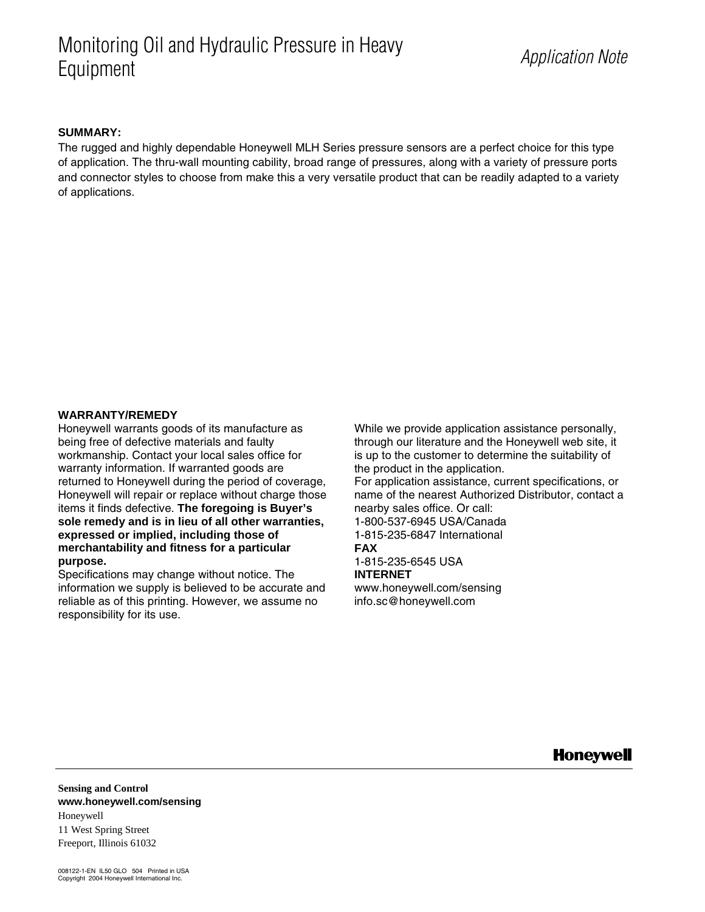# Monitoring Oil and Hydraulic Pressure in Heavy Equipment

*Application Note*

**SUMMARY:**

The rugged and highly dependable Honeywell MLH Series pressure sensors are a perfect choice for this type of application. The thru-wall mounting cability, broad range of pressures, along with a variety of pressure ports and connector styles to choose from make this a very versatile product that can be readily adapted to a variety of applications.

**WARRANTY/REMEDY**

Honeywell warrants goods of its manufacture as being free of defective materials and faulty workmanship. Contact your local sales office for warranty information. If warranted goods are returned to Honeywell during the period of coverage, Honeywell will repair or replace without charge those items it finds defective. **The foregoing is Buyer's sole remedy and is in lieu of all other warranties, expressed or implied, including those of merchantability and fitness for a particular purpose.**

Specifications may change without notice. The information we supply is believed to be accurate and reliable as of this printing. However, we assume no responsibility for its use.

While we provide application assistance personally, through our literature and the Honeywell web site, it is up to the customer to determine the suitability of the product in the application.

For application assistance, current specifications, or name of the nearest Authorized Distributor, contact a nearby sales office. Or call:

1-800-537-6945 USA/Canada
1-815-235-6847 International

**FAX**

1-815-235-6545 USA

**INTERNET**

www.honeywell.com/sensing
info.sc@honeywell.com

**Honeywell**

**Sensing and Control**
**www.honeywell.com/sensing**
Honeywell
11 West Spring Street
Freeport, Illinois 61032

008122-1-EN IL50 GLO 504 Printed in USA
Copyright 2004 Honeywell International Inc.